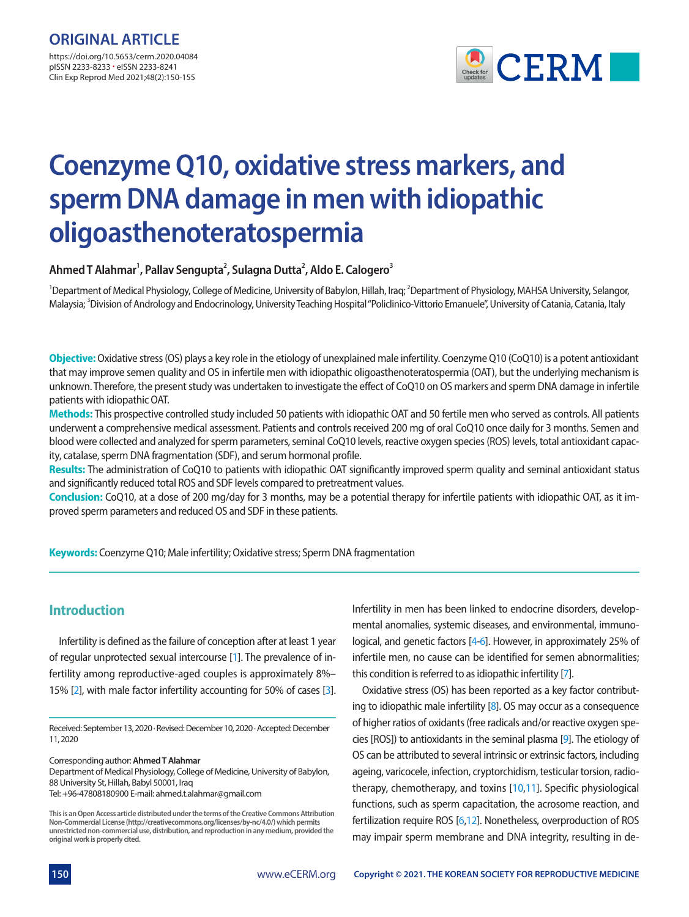ORIGINAL ARTICLE

https://doi.org/10.5653/cerm.2020.04084
pISSN 2233-8233 • eISSN 2233-8241
Clin Exp Reprod Med 2021;48(2):150-155

# Coenzyme Q10, oxidative stress markers, and sperm DNA damage in men with idiopathic oligoasthenoteratospermia

**Ahmed T Alahmar[1], Pallav Sengupta[2], Sulagna Dutta[2], Aldo E. Calogero[3]**

[1]Department of Medical Physiology, College of Medicine, University of Babylon, Hillah, Iraq; [2]Department of Physiology, MAHSA University, Selangor, Malaysia; [3]Division of Andrology and Endocrinology, University Teaching Hospital "Policlinico-Vittorio Emanuele", University of Catania, Catania, Italy

**Objective:** Oxidative stress (OS) plays a key role in the etiology of unexplained male infertility. Coenzyme Q10 (CoQ10) is a potent antioxidant that may improve semen quality and OS in infertile men with idiopathic oligoasthenoteratospermia (OAT), but the underlying mechanism is unknown. Therefore, the present study was undertaken to investigate the effect of CoQ10 on OS markers and sperm DNA damage in infertile patients with idiopathic OAT.

**Methods:** This prospective controlled study included 50 patients with idiopathic OAT and 50 fertile men who served as controls. All patients underwent a comprehensive medical assessment. Patients and controls received 200 mg of oral CoQ10 once daily for 3 months. Semen and blood were collected and analyzed for sperm parameters, seminal CoQ10 levels, reactive oxygen species (ROS) levels, total antioxidant capacity, catalase, sperm DNA fragmentation (SDF), and serum hormonal profile.

**Results:** The administration of CoQ10 to patients with idiopathic OAT significantly improved sperm quality and seminal antioxidant status and significantly reduced total ROS and SDF levels compared to pretreatment values.

**Conclusion:** CoQ10, at a dose of 200 mg/day for 3 months, may be a potential therapy for infertile patients with idiopathic OAT, as it improved sperm parameters and reduced OS and SDF in these patients.

**Keywords:** Coenzyme Q10; Male infertility; Oxidative stress; Sperm DNA fragmentation

## Introduction

Infertility is defined as the failure of conception after at least 1 year of regular unprotected sexual intercourse [1]. The prevalence of infertility among reproductive-aged couples is approximately 8%–15% [2], with male factor infertility accounting for 50% of cases [3]. Infertility in men has been linked to endocrine disorders, developmental anomalies, systemic diseases, and environmental, immunological, and genetic factors [4-6]. However, in approximately 25% of infertile men, no cause can be identified for semen abnormalities; this condition is referred to as idiopathic infertility [7].

Oxidative stress (OS) has been reported as a key factor contributing to idiopathic male infertility [8]. OS may occur as a consequence of higher ratios of oxidants (free radicals and/or reactive oxygen species [ROS]) to antioxidants in the seminal plasma [9]. The etiology of OS can be attributed to several intrinsic or extrinsic factors, including ageing, varicocele, infection, cryptorchidism, testicular torsion, radiotherapy, chemotherapy, and toxins [10,11]. Specific physiological functions, such as sperm capacitation, the acrosome reaction, and fertilization require ROS [6,12]. Nonetheless, overproduction of ROS may impair sperm membrane and DNA integrity, resulting in de-

Received: September 13, 2020 · Revised: December 10, 2020 · Accepted: December 11, 2020

Corresponding author: **Ahmed T Alahmar**
Department of Medical Physiology, College of Medicine, University of Babylon, 88 University St, Hillah, Babyl 50001, Iraq
Tel: +96-47808180900 E-mail: ahmed.t.alahmar@gmail.com

This is an Open Access article distributed under the terms of the Creative Commons Attribution Non-Commercial License (http://creativecommons.org/licenses/by-nc/4.0/) which permits unrestricted non-commercial use, distribution, and reproduction in any medium, provided the original work is properly cited.

Copyright © 2021. THE KOREAN SOCIETY FOR REPRODUCTIVE MEDICINE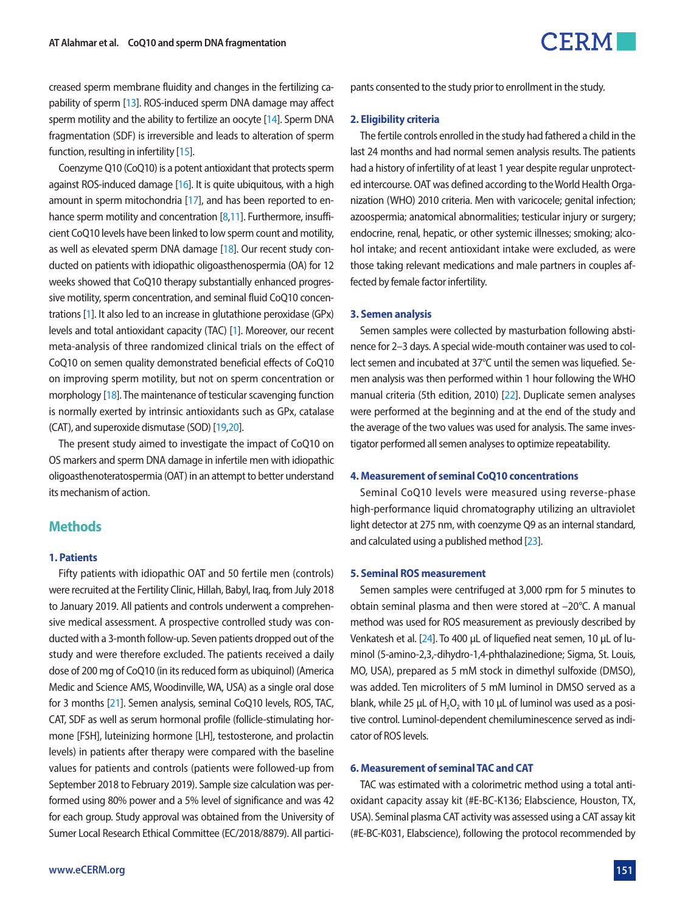creased sperm membrane fluidity and changes in the fertilizing capability of sperm [13]. ROS-induced sperm DNA damage may affect sperm motility and the ability to fertilize an oocyte [14]. Sperm DNA fragmentation (SDF) is irreversible and leads to alteration of sperm function, resulting in infertility [15].

Coenzyme Q10 (CoQ10) is a potent antioxidant that protects sperm against ROS-induced damage [16]. It is quite ubiquitous, with a high amount in sperm mitochondria [17], and has been reported to enhance sperm motility and concentration [8,11]. Furthermore, insufficient CoQ10 levels have been linked to low sperm count and motility, as well as elevated sperm DNA damage [18]. Our recent study conducted on patients with idiopathic oligoasthenospermia (OA) for 12 weeks showed that CoQ10 therapy substantially enhanced progressive motility, sperm concentration, and seminal fluid CoQ10 concentrations [1]. It also led to an increase in glutathione peroxidase (GPx) levels and total antioxidant capacity (TAC) [1]. Moreover, our recent meta-analysis of three randomized clinical trials on the effect of CoQ10 on semen quality demonstrated beneficial effects of CoQ10 on improving sperm motility, but not on sperm concentration or morphology [18]. The maintenance of testicular scavenging function is normally exerted by intrinsic antioxidants such as GPx, catalase (CAT), and superoxide dismutase (SOD) [19,20].

The present study aimed to investigate the impact of CoQ10 on OS markers and sperm DNA damage in infertile men with idiopathic oligoasthenoteratospermia (OAT) in an attempt to better understand its mechanism of action.

## Methods

### 1. Patients

Fifty patients with idiopathic OAT and 50 fertile men (controls) were recruited at the Fertility Clinic, Hillah, Babyl, Iraq, from July 2018 to January 2019. All patients and controls underwent a comprehensive medical assessment. A prospective controlled study was conducted with a 3-month follow-up. Seven patients dropped out of the study and were therefore excluded. The patients received a daily dose of 200 mg of CoQ10 (in its reduced form as ubiquinol) (America Medic and Science AMS, Woodinville, WA, USA) as a single oral dose for 3 months [21]. Semen analysis, seminal CoQ10 levels, ROS, TAC, CAT, SDF as well as serum hormonal profile (follicle-stimulating hormone [FSH], luteinizing hormone [LH], testosterone, and prolactin levels) in patients after therapy were compared with the baseline values for patients and controls (patients were followed-up from September 2018 to February 2019). Sample size calculation was performed using 80% power and a 5% level of significance and was 42 for each group. Study approval was obtained from the University of Sumer Local Research Ethical Committee (EC/2018/8879). All participants consented to the study prior to enrollment in the study.

### 2. Eligibility criteria

The fertile controls enrolled in the study had fathered a child in the last 24 months and had normal semen analysis results. The patients had a history of infertility of at least 1 year despite regular unprotected intercourse. OAT was defined according to the World Health Organization (WHO) 2010 criteria. Men with varicocele; genital infection; azoospermia; anatomical abnormalities; testicular injury or surgery; endocrine, renal, hepatic, or other systemic illnesses; smoking; alcohol intake; and recent antioxidant intake were excluded, as were those taking relevant medications and male partners in couples affected by female factor infertility.

### 3. Semen analysis

Semen samples were collected by masturbation following abstinence for 2–3 days. A special wide-mouth container was used to collect semen and incubated at 37°C until the semen was liquefied. Semen analysis was then performed within 1 hour following the WHO manual criteria (5th edition, 2010) [22]. Duplicate semen analyses were performed at the beginning and at the end of the study and the average of the two values was used for analysis. The same investigator performed all semen analyses to optimize repeatability.

### 4. Measurement of seminal CoQ10 concentrations

Seminal CoQ10 levels were measured using reverse-phase high-performance liquid chromatography utilizing an ultraviolet light detector at 275 nm, with coenzyme Q9 as an internal standard, and calculated using a published method [23].

### 5. Seminal ROS measurement

Semen samples were centrifuged at 3,000 rpm for 5 minutes to obtain seminal plasma and then were stored at –20°C. A manual method was used for ROS measurement as previously described by Venkatesh et al. [24]. To 400 µL of liquefied neat semen, 10 µL of luminol (5-amino-2,3,-dihydro-1,4-phthalazinedione; Sigma, St. Louis, MO, USA), prepared as 5 mM stock in dimethyl sulfoxide (DMSO), was added. Ten microliters of 5 mM luminol in DMSO served as a blank, while 25 µL of $H_2O_2$ with 10 µL of luminol was used as a positive control. Luminol-dependent chemiluminescence served as indicator of ROS levels.

### 6. Measurement of seminal TAC and CAT

TAC was estimated with a colorimetric method using a total antioxidant capacity assay kit (#E-BC-K136; Elabscience, Houston, TX, USA). Seminal plasma CAT activity was assessed using a CAT assay kit (#E-BC-K031, Elabscience), following the protocol recommended by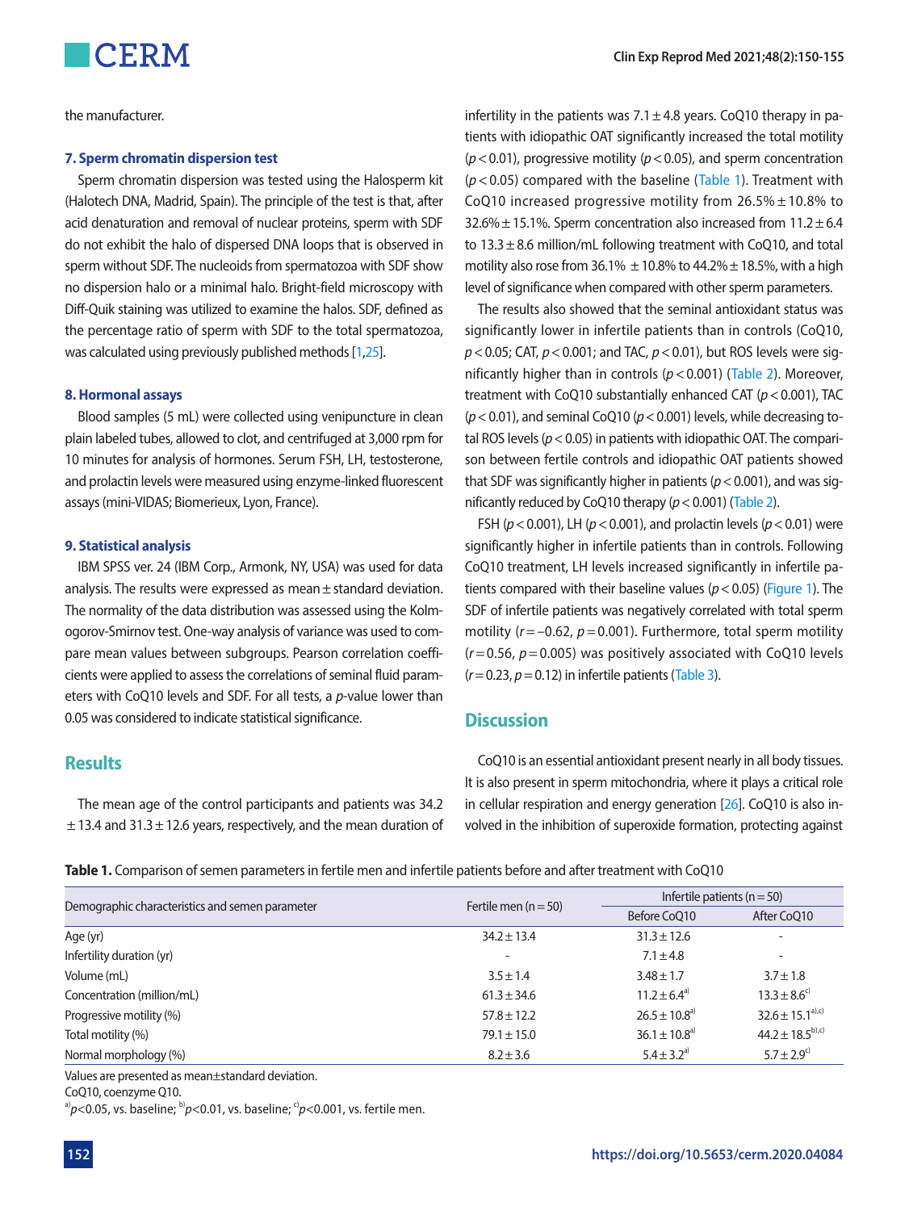the manufacturer.

### 7. Sperm chromatin dispersion test

Sperm chromatin dispersion was tested using the Halosperm kit (Halotech DNA, Madrid, Spain). The principle of the test is that, after acid denaturation and removal of nuclear proteins, sperm with SDF do not exhibit the halo of dispersed DNA loops that is observed in sperm without SDF. The nucleoids from spermatozoa with SDF show no dispersion halo or a minimal halo. Bright-field microscopy with Diff-Quik staining was utilized to examine the halos. SDF, defined as the percentage ratio of sperm with SDF to the total spermatozoa, was calculated using previously published methods [1,25].

### 8. Hormonal assays

Blood samples (5 mL) were collected using venipuncture in clean plain labeled tubes, allowed to clot, and centrifuged at 3,000 rpm for 10 minutes for analysis of hormones. Serum FSH, LH, testosterone, and prolactin levels were measured using enzyme-linked fluorescent assays (mini-VIDAS; Biomerieux, Lyon, France).

### 9. Statistical analysis

IBM SPSS ver. 24 (IBM Corp., Armonk, NY, USA) was used for data analysis. The results were expressed as mean ± standard deviation. The normality of the data distribution was assessed using the Kolmogorov-Smirnov test. One-way analysis of variance was used to compare mean values between subgroups. Pearson correlation coefficients were applied to assess the correlations of seminal fluid parameters with CoQ10 levels and SDF. For all tests, a *p*-value lower than 0.05 was considered to indicate statistical significance.

## Results

The mean age of the control participants and patients was 34.2 ± 13.4 and 31.3 ± 12.6 years, respectively, and the mean duration of infertility in the patients was 7.1 ± 4.8 years. CoQ10 therapy in patients with idiopathic OAT significantly increased the total motility ($p < 0.01$), progressive motility ($p < 0.05$), and sperm concentration ($p < 0.05$) compared with the baseline (Table 1). Treatment with CoQ10 increased progressive motility from 26.5% ± 10.8% to 32.6% ± 15.1%. Sperm concentration also increased from 11.2 ± 6.4 to 13.3 ± 8.6 million/mL following treatment with CoQ10, and total motility also rose from 36.1% ± 10.8% to 44.2% ± 18.5%, with a high level of significance when compared with other sperm parameters.

The results also showed that the seminal antioxidant status was significantly lower in infertile patients than in controls (CoQ10, $p < 0.05$; CAT, $p < 0.001$; and TAC, $p < 0.01$), but ROS levels were significantly higher than in controls ($p < 0.001$) (Table 2). Moreover, treatment with CoQ10 substantially enhanced CAT ($p < 0.001$), TAC ($p < 0.01$), and seminal CoQ10 ($p < 0.001$) levels, while decreasing total ROS levels ($p < 0.05$) in patients with idiopathic OAT. The comparison between fertile controls and idiopathic OAT patients showed that SDF was significantly higher in patients ($p < 0.001$), and was significantly reduced by CoQ10 therapy ($p < 0.001$) (Table 2).

FSH ($p < 0.001$), LH ($p < 0.001$), and prolactin levels ($p < 0.01$) were significantly higher in infertile patients than in controls. Following CoQ10 treatment, LH levels increased significantly in infertile patients compared with their baseline values ($p < 0.05$) (Figure 1). The SDF of infertile patients was negatively correlated with total sperm motility ($r = -0.62$, $p = 0.001$). Furthermore, total sperm motility ($r = 0.56$, $p = 0.005$) was positively associated with CoQ10 levels ($r = 0.23$, $p = 0.12$) in infertile patients (Table 3).

## Discussion

CoQ10 is an essential antioxidant present nearly in all body tissues. It is also present in sperm mitochondria, where it plays a critical role in cellular respiration and energy generation [26]. CoQ10 is also involved in the inhibition of superoxide formation, protecting against

**Table 1.** Comparison of semen parameters in fertile men and infertile patients before and after treatment with CoQ10

| Demographic characteristics and semen parameter | Fertile men (n = 50) | Infertile patients (n = 50) | |
|---|---|---|---|
| | | Before CoQ10 | After CoQ10 |
| Age (yr) | 34.2 ± 13.4 | 31.3 ± 12.6 | - |
| Infertility duration (yr) | - | 7.1 ± 4.8 | - |
| Volume (mL) | 3.5 ± 1.4 | 3.48 ± 1.7 | 3.7 ± 1.8 |
| Concentration (million/mL) | 61.3 ± 34.6 | 11.2 ± 6.4[a] | 13.3 ± 8.6[c] |
| Progressive motility (%) | 57.8 ± 12.2 | 26.5 ± 10.8[a] | 32.6 ± 15.1[a),c] |
| Total motility (%) | 79.1 ± 15.0 | 36.1 ± 10.8[a] | 44.2 ± 18.5[b),c] |
| Normal morphology (%) | 8.2 ± 3.6 | 5.4 ± 3.2[a] | 5.7 ± 2.9[c] |

Values are presented as mean±standard deviation.

CoQ10, coenzyme Q10.

[a] $p<0.05$, vs. baseline; [b] $p<0.01$, vs. baseline; [c] $p<0.001$, vs. fertile men.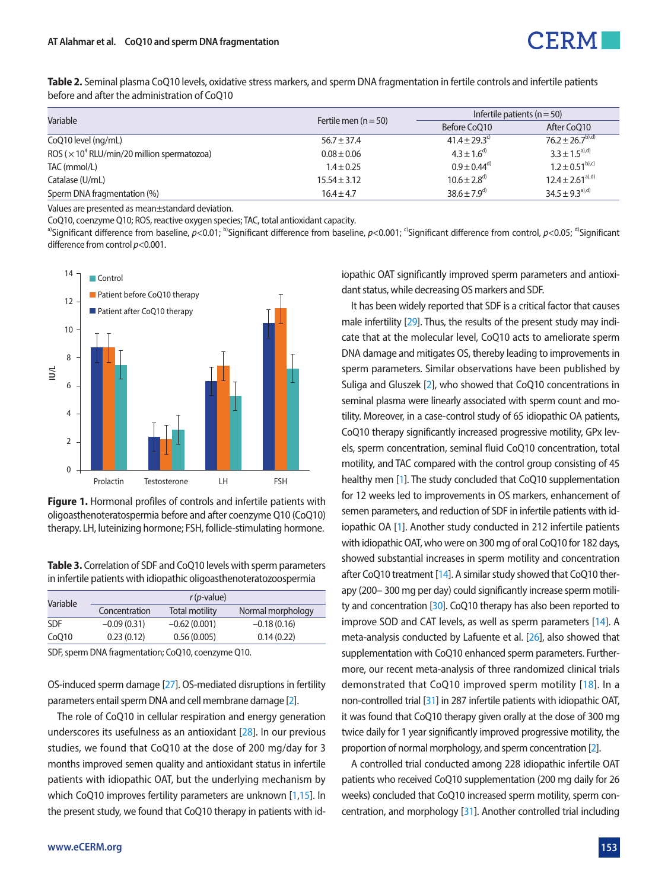**Table 2.** Seminal plasma CoQ10 levels, oxidative stress markers, and sperm DNA fragmentation in fertile controls and infertile patients before and after the administration of CoQ10

| Variable | Fertile men (n = 50) | Infertile patients (n = 50) | |
|---|---|---|---|
| | | Before CoQ10 | After CoQ10 |
| CoQ10 level (ng/mL) | 56.7 ± 37.4 | 41.4 ± 29.3[c)] | 76.2 ± 26.7[b),d)] |
| ROS ($\times 10^4$ RLU/min/20 million spermatozoa) | 0.08 ± 0.06 | 4.3 ± 1.6[d)] | 3.3 ± 1.5[a),d)] |
| TAC (mmol/L) | 1.4 ± 0.25 | 0.9 ± 0.44[d)] | 1.2 ± 0.51[b),c)] |
| Catalase (U/mL) | 15.54 ± 3.12 | 10.6 ± 2.8[d)] | 12.4 ± 2.61[a),d)] |
| Sperm DNA fragmentation (%) | 16.4 ± 4.7 | 38.6 ± 7.9[d)] | 34.5 ± 9.3[a),d)] |

Values are presented as mean±standard deviation.

CoQ10, coenzyme Q10; ROS, reactive oxygen species; TAC, total antioxidant capacity.

[a)]Significant difference from baseline, $p<0.01$; [b)]Significant difference from baseline, $p<0.001$; [c)]Significant difference from control, $p<0.05$; [d)]Significant difference from control $p<0.001$.

**Figure 1.** Hormonal profiles of controls and infertile patients with oligoasthenoteratospermia before and after coenzyme Q10 (CoQ10) therapy. LH, luteinizing hormone; FSH, follicle-stimulating hormone.

**Table 3.** Correlation of SDF and CoQ10 levels with sperm parameters in infertile patients with idiopathic oligoasthenoteratozoospermia

| Variable | r (p-value) | | |
|---|---|---|---|
| | Concentration | Total motility | Normal morphology |
| SDF | –0.09 (0.31) | –0.62 (0.001) | –0.18 (0.16) |
| CoQ10 | 0.23 (0.12) | 0.56 (0.005) | 0.14 (0.22) |

SDF, sperm DNA fragmentation; CoQ10, coenzyme Q10.

OS-induced sperm damage [27]. OS-mediated disruptions in fertility parameters entail sperm DNA and cell membrane damage [2].

The role of CoQ10 in cellular respiration and energy generation underscores its usefulness as an antioxidant [28]. In our previous studies, we found that CoQ10 at the dose of 200 mg/day for 3 months improved semen quality and antioxidant status in infertile patients with idiopathic OAT, but the underlying mechanism by which CoQ10 improves fertility parameters are unknown [1,15]. In the present study, we found that CoQ10 therapy in patients with idiopathic OAT significantly improved sperm parameters and antioxidant status, while decreasing OS markers and SDF.

It has been widely reported that SDF is a critical factor that causes male infertility [29]. Thus, the results of the present study may indicate that at the molecular level, CoQ10 acts to ameliorate sperm DNA damage and mitigates OS, thereby leading to improvements in sperm parameters. Similar observations have been published by Suliga and Gluszek [2], who showed that CoQ10 concentrations in seminal plasma were linearly associated with sperm count and motility. Moreover, in a case-control study of 65 idiopathic OA patients, CoQ10 therapy significantly increased progressive motility, GPx levels, sperm concentration, seminal fluid CoQ10 concentration, total motility, and TAC compared with the control group consisting of 45 healthy men [1]. The study concluded that CoQ10 supplementation for 12 weeks led to improvements in OS markers, enhancement of semen parameters, and reduction of SDF in infertile patients with idiopathic OA [1]. Another study conducted in 212 infertile patients with idiopathic OAT, who were on 300 mg of oral CoQ10 for 182 days, showed substantial increases in sperm motility and concentration after CoQ10 treatment [14]. A similar study showed that CoQ10 therapy (200– 300 mg per day) could significantly increase sperm motility and concentration [30]. CoQ10 therapy has also been reported to improve SOD and CAT levels, as well as sperm parameters [14]. A meta-analysis conducted by Lafuente et al. [26], also showed that supplementation with CoQ10 enhanced sperm parameters. Furthermore, our recent meta-analysis of three randomized clinical trials demonstrated that CoQ10 improved sperm motility [18]. In a non-controlled trial [31] in 287 infertile patients with idiopathic OAT, it was found that CoQ10 therapy given orally at the dose of 300 mg twice daily for 1 year significantly improved progressive motility, the proportion of normal morphology, and sperm concentration [2].

A controlled trial conducted among 228 idiopathic infertile OAT patients who received CoQ10 supplementation (200 mg daily for 26 weeks) concluded that CoQ10 increased sperm motility, sperm concentration, and morphology [31]. Another controlled trial including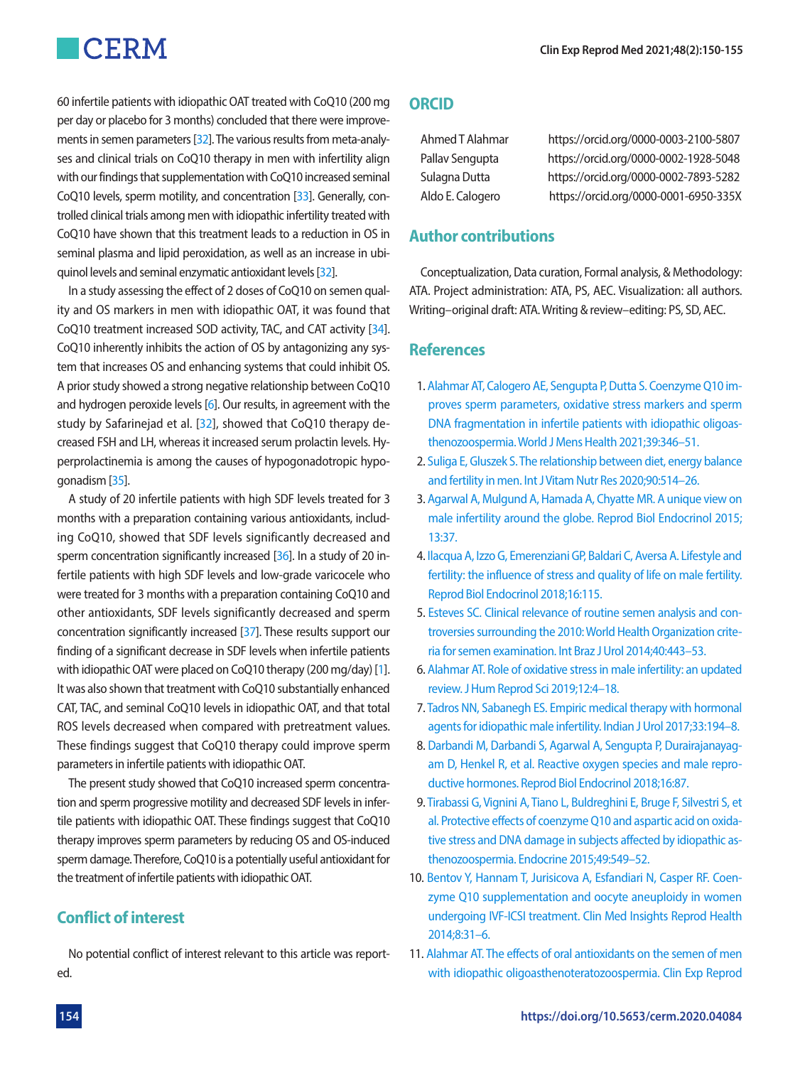60 infertile patients with idiopathic OAT treated with CoQ10 (200 mg per day or placebo for 3 months) concluded that there were improvements in semen parameters [32]. The various results from meta-analyses and clinical trials on CoQ10 therapy in men with infertility align with our findings that supplementation with CoQ10 increased seminal CoQ10 levels, sperm motility, and concentration [33]. Generally, controlled clinical trials among men with idiopathic infertility treated with CoQ10 have shown that this treatment leads to a reduction in OS in seminal plasma and lipid peroxidation, as well as an increase in ubiquinol levels and seminal enzymatic antioxidant levels [32].

In a study assessing the effect of 2 doses of CoQ10 on semen quality and OS markers in men with idiopathic OAT, it was found that CoQ10 treatment increased SOD activity, TAC, and CAT activity [34]. CoQ10 inherently inhibits the action of OS by antagonizing any system that increases OS and enhancing systems that could inhibit OS. A prior study showed a strong negative relationship between CoQ10 and hydrogen peroxide levels [6]. Our results, in agreement with the study by Safarinejad et al. [32], showed that CoQ10 therapy decreased FSH and LH, whereas it increased serum prolactin levels. Hyperprolactinemia is among the causes of hypogonadotropic hypogonadism [35].

A study of 20 infertile patients with high SDF levels treated for 3 months with a preparation containing various antioxidants, including CoQ10, showed that SDF levels significantly decreased and sperm concentration significantly increased [36]. In a study of 20 infertile patients with high SDF levels and low-grade varicocele who were treated for 3 months with a preparation containing CoQ10 and other antioxidants, SDF levels significantly decreased and sperm concentration significantly increased [37]. These results support our finding of a significant decrease in SDF levels when infertile patients with idiopathic OAT were placed on CoQ10 therapy (200 mg/day) [1]. It was also shown that treatment with CoQ10 substantially enhanced CAT, TAC, and seminal CoQ10 levels in idiopathic OAT, and that total ROS levels decreased when compared with pretreatment values. These findings suggest that CoQ10 therapy could improve sperm parameters in infertile patients with idiopathic OAT.

The present study showed that CoQ10 increased sperm concentration and sperm progressive motility and decreased SDF levels in infertile patients with idiopathic OAT. These findings suggest that CoQ10 therapy improves sperm parameters by reducing OS and OS-induced sperm damage. Therefore, CoQ10 is a potentially useful antioxidant for the treatment of infertile patients with idiopathic OAT.

## Conflict of interest

No potential conflict of interest relevant to this article was reported.

## ORCID

| | |
|---|---|
| Ahmed T Alahmar | https://orcid.org/0000-0003-2100-5807 |
| Pallav Sengupta | https://orcid.org/0000-0002-1928-5048 |
| Sulagna Dutta | https://orcid.org/0000-0002-7893-5282 |
| Aldo E. Calogero | https://orcid.org/0000-0001-6950-335X |

## Author contributions

Conceptualization, Data curation, Formal analysis, & Methodology: ATA. Project administration: ATA, PS, AEC. Visualization: all authors. Writing–original draft: ATA. Writing & review–editing: PS, SD, AEC.

## References

1. Alahmar AT, Calogero AE, Sengupta P, Dutta S. Coenzyme Q10 improves sperm parameters, oxidative stress markers and sperm DNA fragmentation in infertile patients with idiopathic oligoasthenozoospermia. World J Mens Health 2021;39:346–51.
2. Suliga E, Gluszek S. The relationship between diet, energy balance and fertility in men. Int J Vitam Nutr Res 2020;90:514–26.
3. Agarwal A, Mulgund A, Hamada A, Chyatte MR. A unique view on male infertility around the globe. Reprod Biol Endocrinol 2015; 13:37.
4. Ilacqua A, Izzo G, Emerenziani GP, Baldari C, Aversa A. Lifestyle and fertility: the influence of stress and quality of life on male fertility. Reprod Biol Endocrinol 2018;16:115.
5. Esteves SC. Clinical relevance of routine semen analysis and controversies surrounding the 2010: World Health Organization criteria for semen examination. Int Braz J Urol 2014;40:443–53.
6. Alahmar AT. Role of oxidative stress in male infertility: an updated review. J Hum Reprod Sci 2019;12:4–18.
7. Tadros NN, Sabanegh ES. Empiric medical therapy with hormonal agents for idiopathic male infertility. Indian J Urol 2017;33:194–8.
8. Darbandi M, Darbandi S, Agarwal A, Sengupta P, Durairajanayagam D, Henkel R, et al. Reactive oxygen species and male reproductive hormones. Reprod Biol Endocrinol 2018;16:87.
9. Tirabassi G, Vignini A, Tiano L, Buldreghini E, Bruge F, Silvestri S, et al. Protective effects of coenzyme Q10 and aspartic acid on oxidative stress and DNA damage in subjects affected by idiopathic asthenozoospermia. Endocrine 2015;49:549–52.
10. Bentov Y, Hannam T, Jurisicova A, Esfandiari N, Casper RF. Coenzyme Q10 supplementation and oocyte aneuploidy in women undergoing IVF-ICSI treatment. Clin Med Insights Reprod Health 2014;8:31–6.
11. Alahmar AT. The effects of oral antioxidants on the semen of men with idiopathic oligoasthenoteratozoospermia. Clin Exp Reprod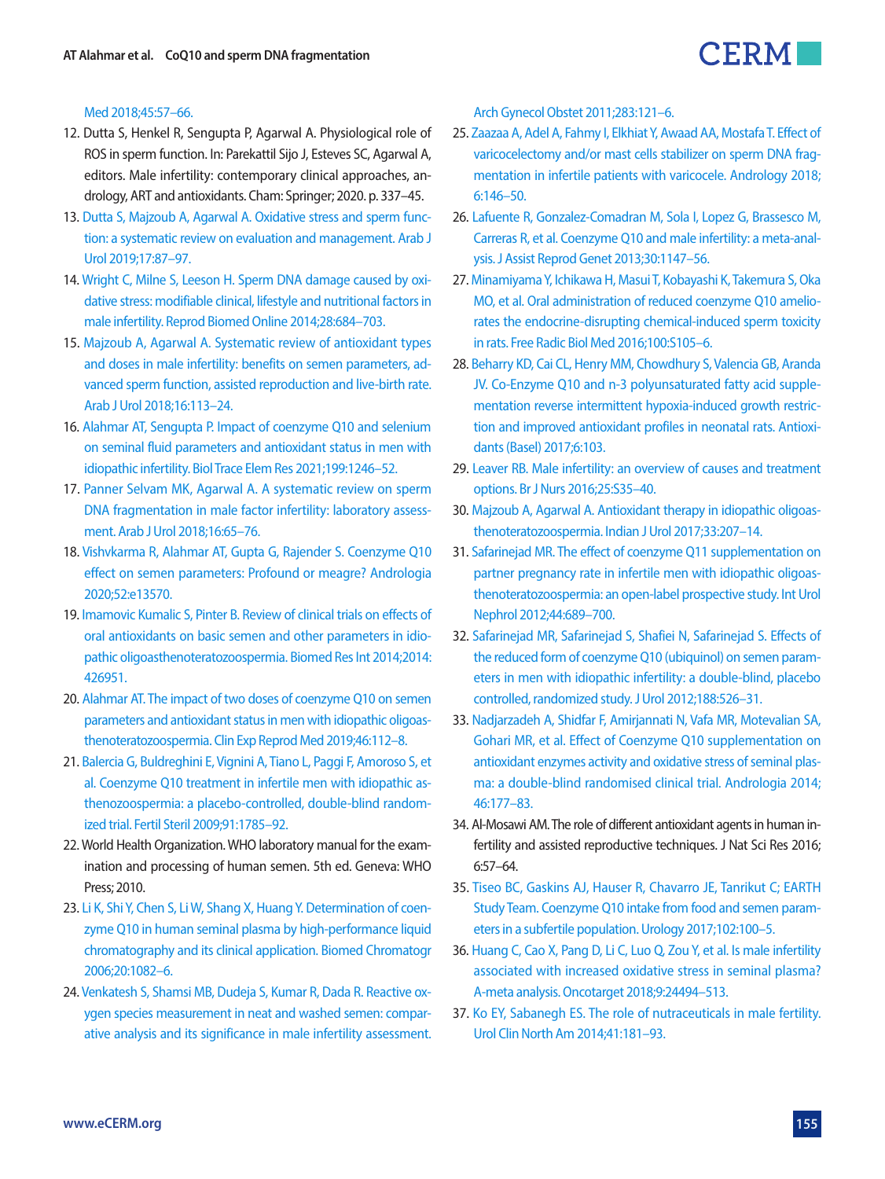Med 2018;45:57–66.

12. Dutta S, Henkel R, Sengupta P, Agarwal A. Physiological role of ROS in sperm function. In: Parekattil Sijo J, Esteves SC, Agarwal A, editors. Male infertility: contemporary clinical approaches, andrology, ART and antioxidants. Cham: Springer; 2020. p. 337–45.
13. Dutta S, Majzoub A, Agarwal A. Oxidative stress and sperm function: a systematic review on evaluation and management. Arab J Urol 2019;17:87–97.
14. Wright C, Milne S, Leeson H. Sperm DNA damage caused by oxidative stress: modifiable clinical, lifestyle and nutritional factors in male infertility. Reprod Biomed Online 2014;28:684–703.
15. Majzoub A, Agarwal A. Systematic review of antioxidant types and doses in male infertility: benefits on semen parameters, advanced sperm function, assisted reproduction and live-birth rate. Arab J Urol 2018;16:113–24.
16. Alahmar AT, Sengupta P. Impact of coenzyme Q10 and selenium on seminal fluid parameters and antioxidant status in men with idiopathic infertility. Biol Trace Elem Res 2021;199:1246–52.
17. Panner Selvam MK, Agarwal A. A systematic review on sperm DNA fragmentation in male factor infertility: laboratory assessment. Arab J Urol 2018;16:65–76.
18. Vishvkarma R, Alahmar AT, Gupta G, Rajender S. Coenzyme Q10 effect on semen parameters: Profound or meagre? Andrologia 2020;52:e13570.
19. Imamovic Kumalic S, Pinter B. Review of clinical trials on effects of oral antioxidants on basic semen and other parameters in idiopathic oligoasthenoteratozoospermia. Biomed Res Int 2014;2014:426951.
20. Alahmar AT. The impact of two doses of coenzyme Q10 on semen parameters and antioxidant status in men with idiopathic oligoasthenoteratozoospermia. Clin Exp Reprod Med 2019;46:112–8.
21. Balercia G, Buldreghini E, Vignini A, Tiano L, Paggi F, Amoroso S, et al. Coenzyme Q10 treatment in infertile men with idiopathic asthenozoospermia: a placebo-controlled, double-blind randomized trial. Fertil Steril 2009;91:1785–92.
22. World Health Organization. WHO laboratory manual for the examination and processing of human semen. 5th ed. Geneva: WHO Press; 2010.
23. Li K, Shi Y, Chen S, Li W, Shang X, Huang Y. Determination of coenzyme Q10 in human seminal plasma by high-performance liquid chromatography and its clinical application. Biomed Chromatogr 2006;20:1082–6.
24. Venkatesh S, Shamsi MB, Dudeja S, Kumar R, Dada R. Reactive oxygen species measurement in neat and washed semen: comparative analysis and its significance in male infertility assessment. Arch Gynecol Obstet 2011;283:121–6.
25. Zaazaa A, Adel A, Fahmy I, Elkhiat Y, Awaad AA, Mostafa T. Effect of varicocelectomy and/or mast cells stabilizer on sperm DNA fragmentation in infertile patients with varicocele. Andrology 2018;6:146–50.
26. Lafuente R, Gonzalez-Comadran M, Sola I, Lopez G, Brassesco M, Carreras R, et al. Coenzyme Q10 and male infertility: a meta-analysis. J Assist Reprod Genet 2013;30:1147–56.
27. Minamiyama Y, Ichikawa H, Masui T, Kobayashi K, Takemura S, Oka MO, et al. Oral administration of reduced coenzyme Q10 ameliorates the endocrine-disrupting chemical-induced sperm toxicity in rats. Free Radic Biol Med 2016;100:S105–6.
28. Beharry KD, Cai CL, Henry MM, Chowdhury S, Valencia GB, Aranda JV. Co-Enzyme Q10 and n-3 polyunsaturated fatty acid supplementation reverse intermittent hypoxia-induced growth restriction and improved antioxidant profiles in neonatal rats. Antioxidants (Basel) 2017;6:103.
29. Leaver RB. Male infertility: an overview of causes and treatment options. Br J Nurs 2016;25:S35–40.
30. Majzoub A, Agarwal A. Antioxidant therapy in idiopathic oligoasthenoteratozoospermia. Indian J Urol 2017;33:207–14.
31. Safarinejad MR. The effect of coenzyme Q11 supplementation on partner pregnancy rate in infertile men with idiopathic oligoasthenoteratozoospermia: an open-label prospective study. Int Urol Nephrol 2012;44:689–700.
32. Safarinejad MR, Safarinejad S, Shafiei N, Safarinejad S. Effects of the reduced form of coenzyme Q10 (ubiquinol) on semen parameters in men with idiopathic infertility: a double-blind, placebo controlled, randomized study. J Urol 2012;188:526–31.
33. Nadjarzadeh A, Shidfar F, Amirjannati N, Vafa MR, Motevalian SA, Gohari MR, et al. Effect of Coenzyme Q10 supplementation on antioxidant enzymes activity and oxidative stress of seminal plasma: a double-blind randomised clinical trial. Andrologia 2014;46:177–83.
34. Al-Mosawi AM. The role of different antioxidant agents in human infertility and assisted reproductive techniques. J Nat Sci Res 2016;6:57–64.
35. Tiseo BC, Gaskins AJ, Hauser R, Chavarro JE, Tanrikut C; EARTH Study Team. Coenzyme Q10 intake from food and semen parameters in a subfertile population. Urology 2017;102:100–5.
36. Huang C, Cao X, Pang D, Li C, Luo Q, Zou Y, et al. Is male infertility associated with increased oxidative stress in seminal plasma? A-meta analysis. Oncotarget 2018;9:24494–513.
37. Ko EY, Sabanegh ES. The role of nutraceuticals in male fertility. Urol Clin North Am 2014;41:181–93.